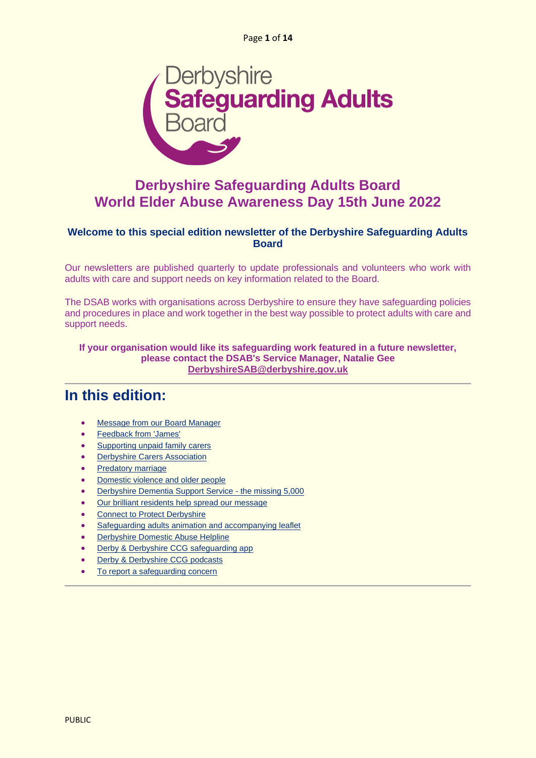Derbyshire
**Safeguarding Adults**
Board

# Derbyshire Safeguarding Adults Board
# World Elder Abuse Awareness Day 15th June 2022

**Welcome to this special edition newsletter of the Derbyshire Safeguarding Adults Board**

Our newsletters are published quarterly to update professionals and volunteers who work with adults with care and support needs on key information related to the Board.

The DSAB works with organisations across Derbyshire to ensure they have safeguarding policies and procedures in place and work together in the best way possible to protect adults with care and support needs.

**If your organisation would like its safeguarding work featured in a future newsletter, please contact the DSAB's Service Manager, Natalie Gee**
**DerbyshireSAB@derbyshire.gov.uk**

---

## In this edition:

- Message from our Board Manager
- Feedback from 'James'
- Supporting unpaid family carers
- Derbyshire Carers Association
- Predatory marriage
- Domestic violence and older people
- Derbyshire Dementia Support Service - the missing 5,000
- Our brilliant residents help spread our message
- Connect to Protect Derbyshire
- Safeguarding adults animation and accompanying leaflet
- Derbyshire Domestic Abuse Helpline
- Derby & Derbyshire CCG safeguarding app
- Derby & Derbyshire CCG podcasts
- To report a safeguarding concern

---

PUBLIC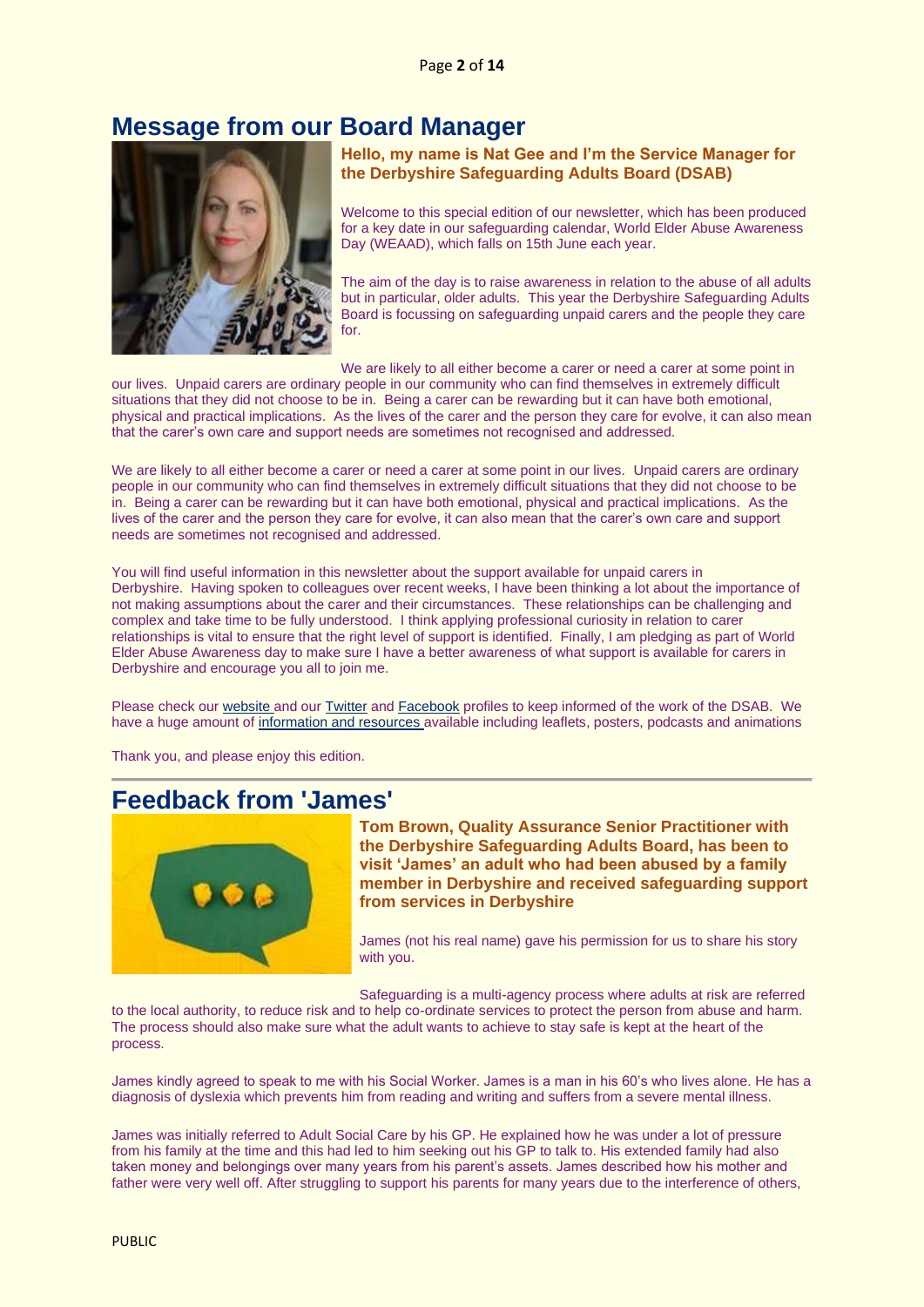## Message from our Board Manager

**Hello, my name is Nat Gee and I'm the Service Manager for the Derbyshire Safeguarding Adults Board (DSAB)**

Welcome to this special edition of our newsletter, which has been produced for a key date in our safeguarding calendar, World Elder Abuse Awareness Day (WEAAD), which falls on 15th June each year.

The aim of the day is to raise awareness in relation to the abuse of all adults but in particular, older adults. This year the Derbyshire Safeguarding Adults Board is focussing on safeguarding unpaid carers and the people they care for.

We are likely to all either become a carer or need a carer at some point in our lives. Unpaid carers are ordinary people in our community who can find themselves in extremely difficult situations that they did not choose to be in. Being a carer can be rewarding but it can have both emotional, physical and practical implications. As the lives of the carer and the person they care for evolve, it can also mean that the carer's own care and support needs are sometimes not recognised and addressed.

We are likely to all either become a carer or need a carer at some point in our lives. Unpaid carers are ordinary people in our community who can find themselves in extremely difficult situations that they did not choose to be in. Being a carer can be rewarding but it can have both emotional, physical and practical implications. As the lives of the carer and the person they care for evolve, it can also mean that the carer's own care and support needs are sometimes not recognised and addressed.

You will find useful information in this newsletter about the support available for unpaid carers in Derbyshire. Having spoken to colleagues over recent weeks, I have been thinking a lot about the importance of not making assumptions about the carer and their circumstances. These relationships can be challenging and complex and take time to be fully understood. I think applying professional curiosity in relation to carer relationships is vital to ensure that the right level of support is identified. Finally, I am pledging as part of World Elder Abuse Awareness day to make sure I have a better awareness of what support is available for carers in Derbyshire and encourage you all to join me.

Please check our website and our Twitter and Facebook profiles to keep informed of the work of the DSAB. We have a huge amount of information and resources available including leaflets, posters, podcasts and animations

Thank you, and please enjoy this edition.

---

## Feedback from 'James'

**Tom Brown, Quality Assurance Senior Practitioner with the Derbyshire Safeguarding Adults Board, has been to visit 'James' an adult who had been abused by a family member in Derbyshire and received safeguarding support from services in Derbyshire**

James (not his real name) gave his permission for us to share his story with you.

Safeguarding is a multi-agency process where adults at risk are referred to the local authority, to reduce risk and to help co-ordinate services to protect the person from abuse and harm. The process should also make sure what the adult wants to achieve to stay safe is kept at the heart of the process.

James kindly agreed to speak to me with his Social Worker. James is a man in his 60's who lives alone. He has a diagnosis of dyslexia which prevents him from reading and writing and suffers from a severe mental illness.

James was initially referred to Adult Social Care by his GP. He explained how he was under a lot of pressure from his family at the time and this had led to him seeking out his GP to talk to. His extended family had also taken money and belongings over many years from his parent's assets. James described how his mother and father were very well off. After struggling to support his parents for many years due to the interference of others,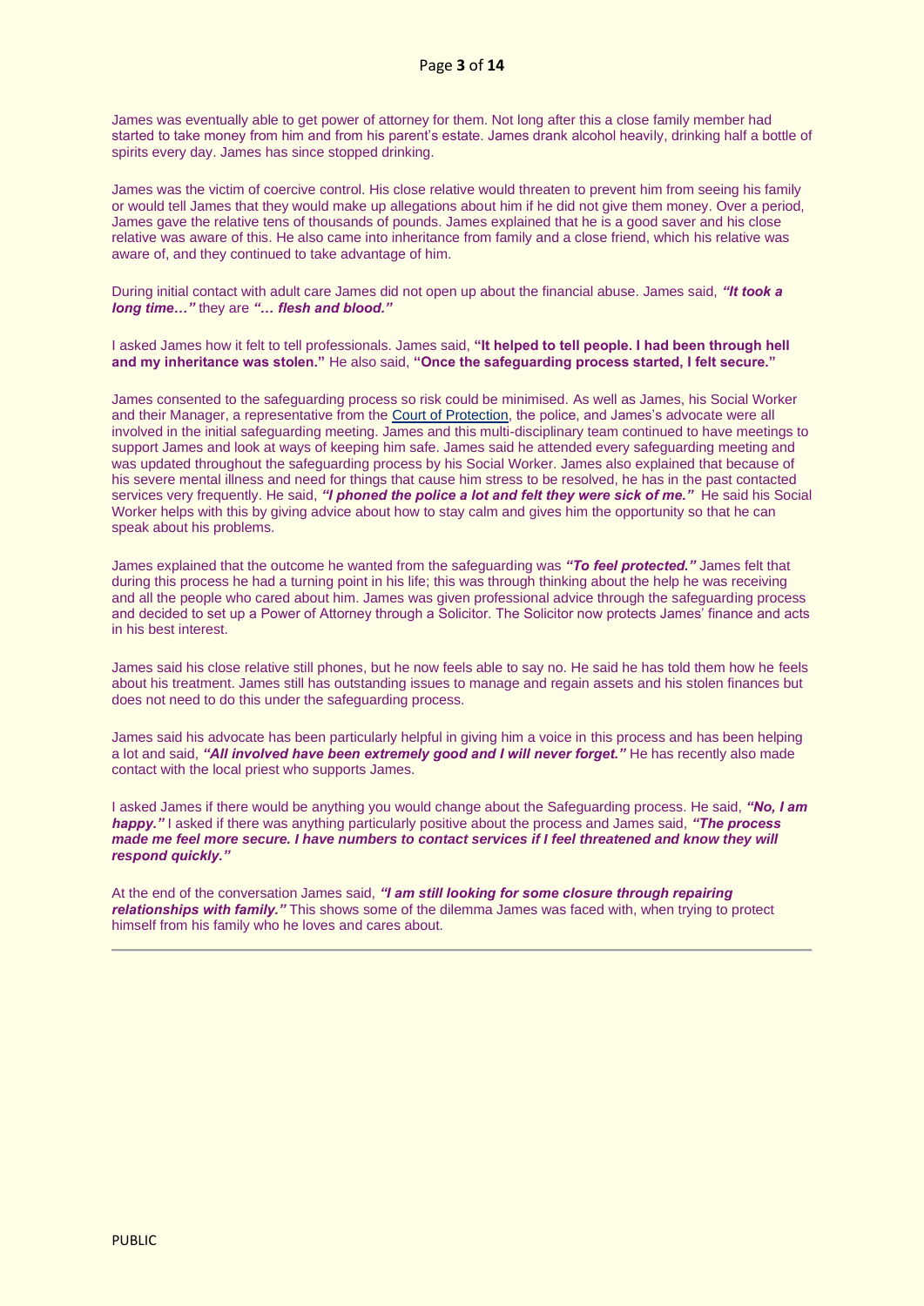James was eventually able to get power of attorney for them. Not long after this a close family member had started to take money from him and from his parent's estate. James drank alcohol heavily, drinking half a bottle of spirits every day. James has since stopped drinking.

James was the victim of coercive control. His close relative would threaten to prevent him from seeing his family or would tell James that they would make up allegations about him if he did not give them money. Over a period, James gave the relative tens of thousands of pounds. James explained that he is a good saver and his close relative was aware of this. He also came into inheritance from family and a close friend, which his relative was aware of, and they continued to take advantage of him.

During initial contact with adult care James did not open up about the financial abuse. James said, ***"It took a long time…"*** they are ***"… flesh and blood."***

I asked James how it felt to tell professionals. James said, **"It helped to tell people. I had been through hell and my inheritance was stolen."** He also said, **"Once the safeguarding process started, I felt secure."**

James consented to the safeguarding process so risk could be minimised. As well as James, his Social Worker and their Manager, a representative from the [Court of Protection](), the police, and James's advocate were all involved in the initial safeguarding meeting. James and this multi-disciplinary team continued to have meetings to support James and look at ways of keeping him safe. James said he attended every safeguarding meeting and was updated throughout the safeguarding process by his Social Worker. James also explained that because of his severe mental illness and need for things that cause him stress to be resolved, he has in the past contacted services very frequently. He said, ***"I phoned the police a lot and felt they were sick of me."*** He said his Social Worker helps with this by giving advice about how to stay calm and gives him the opportunity so that he can speak about his problems.

James explained that the outcome he wanted from the safeguarding was ***"To feel protected."*** James felt that during this process he had a turning point in his life; this was through thinking about the help he was receiving and all the people who cared about him. James was given professional advice through the safeguarding process and decided to set up a Power of Attorney through a Solicitor. The Solicitor now protects James' finance and acts in his best interest.

James said his close relative still phones, but he now feels able to say no. He said he has told them how he feels about his treatment. James still has outstanding issues to manage and regain assets and his stolen finances but does not need to do this under the safeguarding process.

James said his advocate has been particularly helpful in giving him a voice in this process and has been helping a lot and said, ***"All involved have been extremely good and I will never forget."*** He has recently also made contact with the local priest who supports James.

I asked James if there would be anything you would change about the Safeguarding process. He said, ***"No, I am happy."*** I asked if there was anything particularly positive about the process and James said, ***"The process made me feel more secure. I have numbers to contact services if I feel threatened and know they will respond quickly."***

At the end of the conversation James said, ***"I am still looking for some closure through repairing relationships with family."*** This shows some of the dilemma James was faced with, when trying to protect himself from his family who he loves and cares about.

---

PUBLIC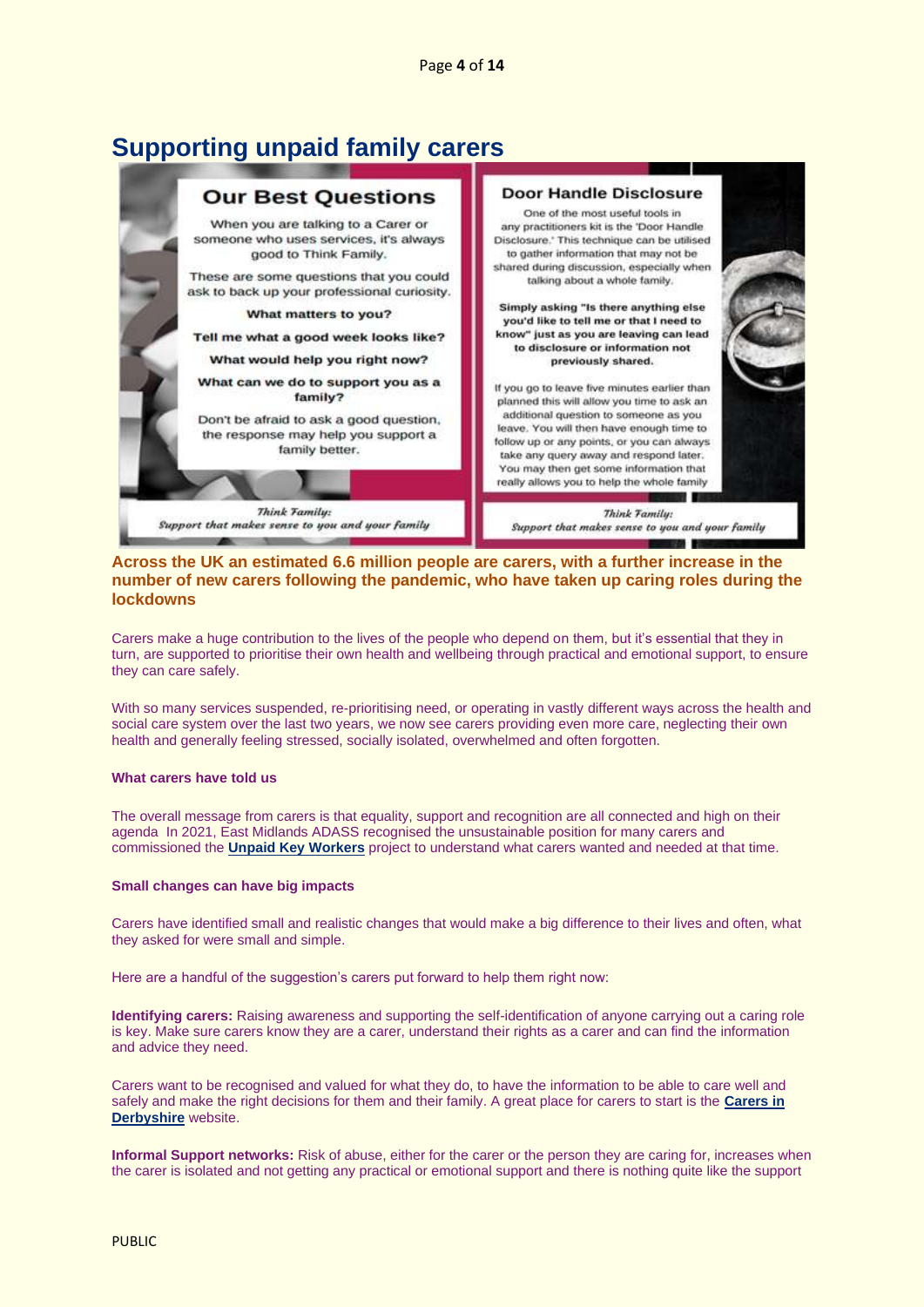# Supporting unpaid family carers

## Our Best Questions

When you are talking to a Carer or someone who uses services, it's always good to Think Family.

These are some questions that you could ask to back up your professional curiosity.

**What matters to you?**

**Tell me what a good week looks like?**

**What would help you right now?**

**What can we do to support you as a family?**

Don't be afraid to ask a good question, the response may help you support a family better.

*Think Family: Support that makes sense to you and your family*

## Door Handle Disclosure

One of the most useful tools in any practitioners kit is the 'Door Handle Disclosure.' This technique can be utilised to gather information that may not be shared during discussion, especially when talking about a whole family.

**Simply asking "Is there anything else you'd like to tell me or that I need to know" just as you are leaving can lead to disclosure or information not previously shared.**

If you go to leave five minutes earlier than planned this will allow you time to ask an additional question to someone as you leave. You will then have enough time to follow up or any points, or you can always take any query away and respond later. You may then get some information that really allows you to help the whole family

*Think Family: Support that makes sense to you and your family*

**Across the UK an estimated 6.6 million people are carers, with a further increase in the number of new carers following the pandemic, who have taken up caring roles during the lockdowns**

Carers make a huge contribution to the lives of the people who depend on them, but it's essential that they in turn, are supported to prioritise their own health and wellbeing through practical and emotional support, to ensure they can care safely.

With so many services suspended, re-prioritising need, or operating in vastly different ways across the health and social care system over the last two years, we now see carers providing even more care, neglecting their own health and generally feeling stressed, socially isolated, overwhelmed and often forgotten.

**What carers have told us**

The overall message from carers is that equality, support and recognition are all connected and high on their agenda In 2021, East Midlands ADASS recognised the unsustainable position for many carers and commissioned the **Unpaid Key Workers** project to understand what carers wanted and needed at that time.

**Small changes can have big impacts**

Carers have identified small and realistic changes that would make a big difference to their lives and often, what they asked for were small and simple.

Here are a handful of the suggestion's carers put forward to help them right now:

**Identifying carers:** Raising awareness and supporting the self-identification of anyone carrying out a caring role is key. Make sure carers know they are a carer, understand their rights as a carer and can find the information and advice they need.

Carers want to be recognised and valued for what they do, to have the information to be able to care well and safely and make the right decisions for them and their family. A great place for carers to start is the **Carers in Derbyshire** website.

**Informal Support networks:** Risk of abuse, either for the carer or the person they are caring for, increases when the carer is isolated and not getting any practical or emotional support and there is nothing quite like the support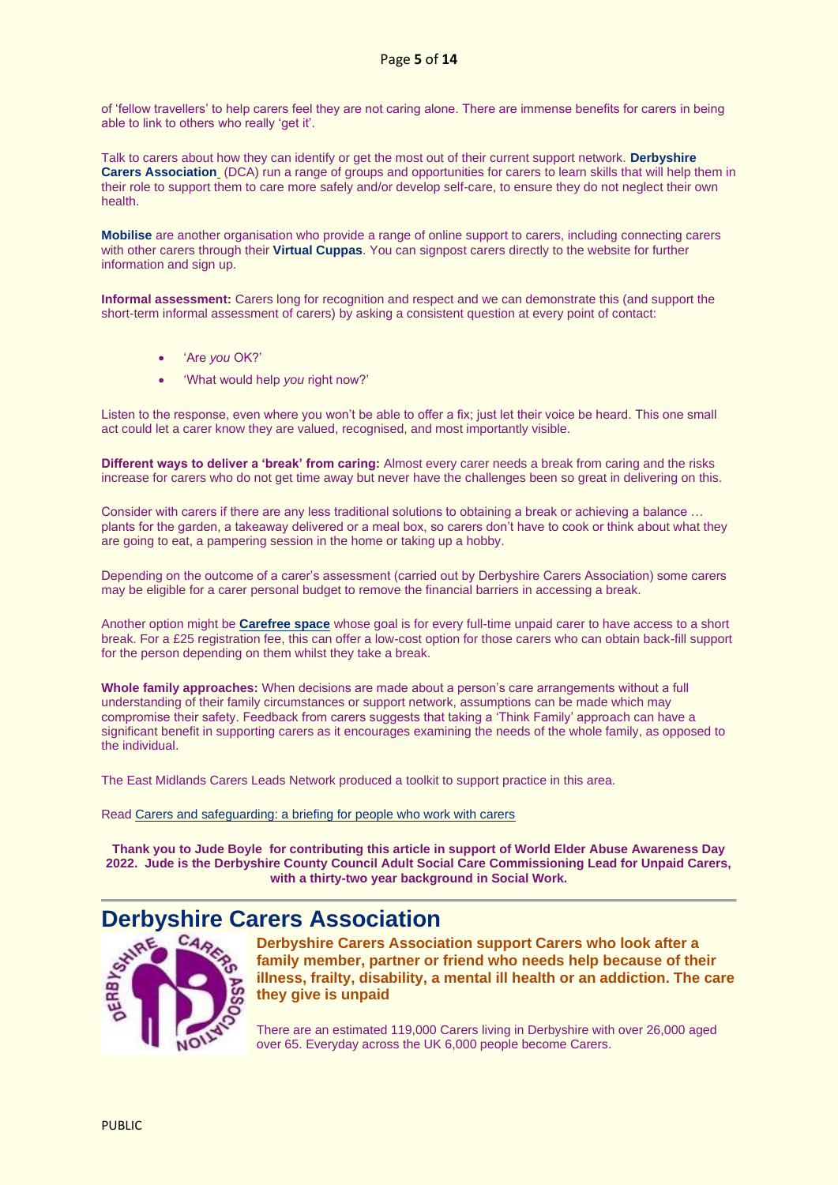of 'fellow travellers' to help carers feel they are not caring alone. There are immense benefits for carers in being able to link to others who really 'get it'.

Talk to carers about how they can identify or get the most out of their current support network. **Derbyshire Carers Association** (DCA) run a range of groups and opportunities for carers to learn skills that will help them in their role to support them to care more safely and/or develop self-care, to ensure they do not neglect their own health.

**Mobilise** are another organisation who provide a range of online support to carers, including connecting carers with other carers through their **Virtual Cuppas**. You can signpost carers directly to the website for further information and sign up.

**Informal assessment:** Carers long for recognition and respect and we can demonstrate this (and support the short-term informal assessment of carers) by asking a consistent question at every point of contact:

- 'Are *you* OK?'
- 'What would help *you* right now?'

Listen to the response, even where you won't be able to offer a fix; just let their voice be heard. This one small act could let a carer know they are valued, recognised, and most importantly visible.

**Different ways to deliver a 'break' from caring:** Almost every carer needs a break from caring and the risks increase for carers who do not get time away but never have the challenges been so great in delivering on this.

Consider with carers if there are any less traditional solutions to obtaining a break or achieving a balance … plants for the garden, a takeaway delivered or a meal box, so carers don't have to cook or think about what they are going to eat, a pampering session in the home or taking up a hobby.

Depending on the outcome of a carer's assessment (carried out by Derbyshire Carers Association) some carers may be eligible for a carer personal budget to remove the financial barriers in accessing a break.

Another option might be **Carefree space** whose goal is for every full-time unpaid carer to have access to a short break. For a £25 registration fee, this can offer a low-cost option for those carers who can obtain back-fill support for the person depending on them whilst they take a break.

**Whole family approaches:** When decisions are made about a person's care arrangements without a full understanding of their family circumstances or support network, assumptions can be made which may compromise their safety. Feedback from carers suggests that taking a 'Think Family' approach can have a significant benefit in supporting carers as it encourages examining the needs of the whole family, as opposed to the individual.

The East Midlands Carers Leads Network produced a toolkit to support practice in this area.

Read Carers and safeguarding: a briefing for people who work with carers

**Thank you to Jude Boyle for contributing this article in support of World Elder Abuse Awareness Day 2022. Jude is the Derbyshire County Council Adult Social Care Commissioning Lead for Unpaid Carers, with a thirty-two year background in Social Work.**

---

# Derbyshire Carers Association

**Derbyshire Carers Association support Carers who look after a family member, partner or friend who needs help because of their illness, frailty, disability, a mental ill health or an addiction. The care they give is unpaid**

There are an estimated 119,000 Carers living in Derbyshire with over 26,000 aged over 65. Everyday across the UK 6,000 people become Carers.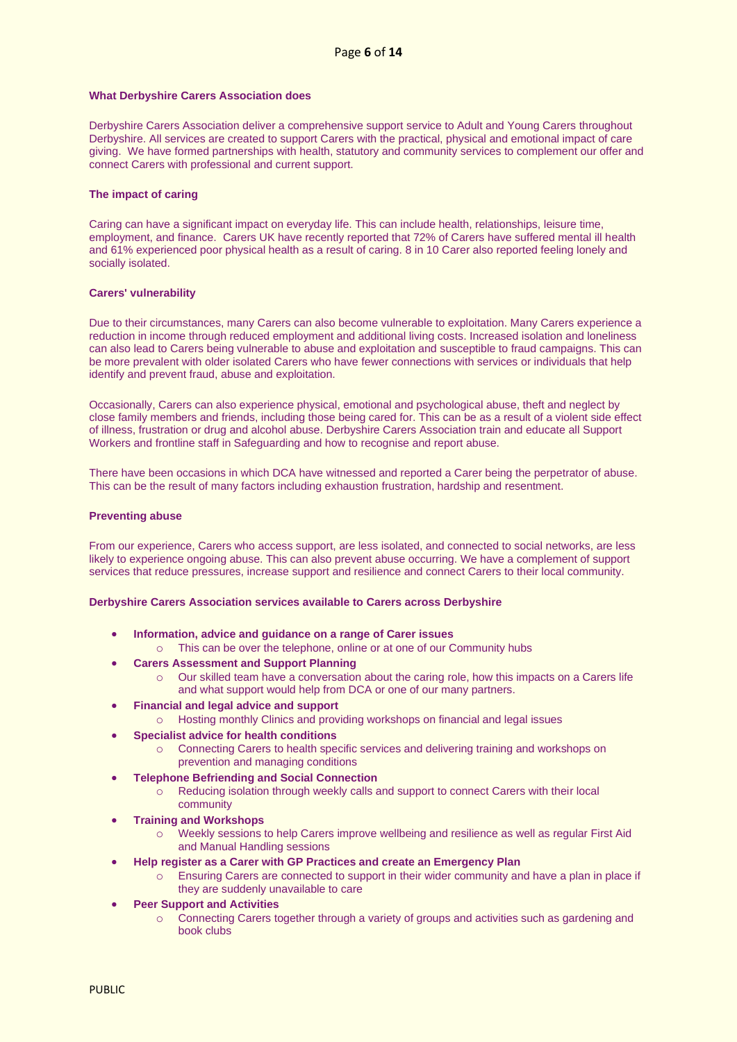### What Derbyshire Carers Association does

Derbyshire Carers Association deliver a comprehensive support service to Adult and Young Carers throughout Derbyshire. All services are created to support Carers with the practical, physical and emotional impact of care giving. We have formed partnerships with health, statutory and community services to complement our offer and connect Carers with professional and current support.

### The impact of caring

Caring can have a significant impact on everyday life. This can include health, relationships, leisure time, employment, and finance. Carers UK have recently reported that 72% of Carers have suffered mental ill health and 61% experienced poor physical health as a result of caring. 8 in 10 Carer also reported feeling lonely and socially isolated.

### Carers' vulnerability

Due to their circumstances, many Carers can also become vulnerable to exploitation. Many Carers experience a reduction in income through reduced employment and additional living costs. Increased isolation and loneliness can also lead to Carers being vulnerable to abuse and exploitation and susceptible to fraud campaigns. This can be more prevalent with older isolated Carers who have fewer connections with services or individuals that help identify and prevent fraud, abuse and exploitation.

Occasionally, Carers can also experience physical, emotional and psychological abuse, theft and neglect by close family members and friends, including those being cared for. This can be as a result of a violent side effect of illness, frustration or drug and alcohol abuse. Derbyshire Carers Association train and educate all Support Workers and frontline staff in Safeguarding and how to recognise and report abuse.

There have been occasions in which DCA have witnessed and reported a Carer being the perpetrator of abuse. This can be the result of many factors including exhaustion frustration, hardship and resentment.

### Preventing abuse

From our experience, Carers who access support, are less isolated, and connected to social networks, are less likely to experience ongoing abuse. This can also prevent abuse occurring. We have a complement of support services that reduce pressures, increase support and resilience and connect Carers to their local community.

### Derbyshire Carers Association services available to Carers across Derbyshire

- **Information, advice and guidance on a range of Carer issues**
  - This can be over the telephone, online or at one of our Community hubs
- **Carers Assessment and Support Planning**
  - Our skilled team have a conversation about the caring role, how this impacts on a Carers life and what support would help from DCA or one of our many partners.
- **Financial and legal advice and support**
  - Hosting monthly Clinics and providing workshops on financial and legal issues
- **Specialist advice for health conditions**
  - Connecting Carers to health specific services and delivering training and workshops on prevention and managing conditions
- **Telephone Befriending and Social Connection**
  - Reducing isolation through weekly calls and support to connect Carers with their local community
- **Training and Workshops**
  - Weekly sessions to help Carers improve wellbeing and resilience as well as regular First Aid and Manual Handling sessions
- **Help register as a Carer with GP Practices and create an Emergency Plan**
  - Ensuring Carers are connected to support in their wider community and have a plan in place if they are suddenly unavailable to care
- **Peer Support and Activities**
  - Connecting Carers together through a variety of groups and activities such as gardening and book clubs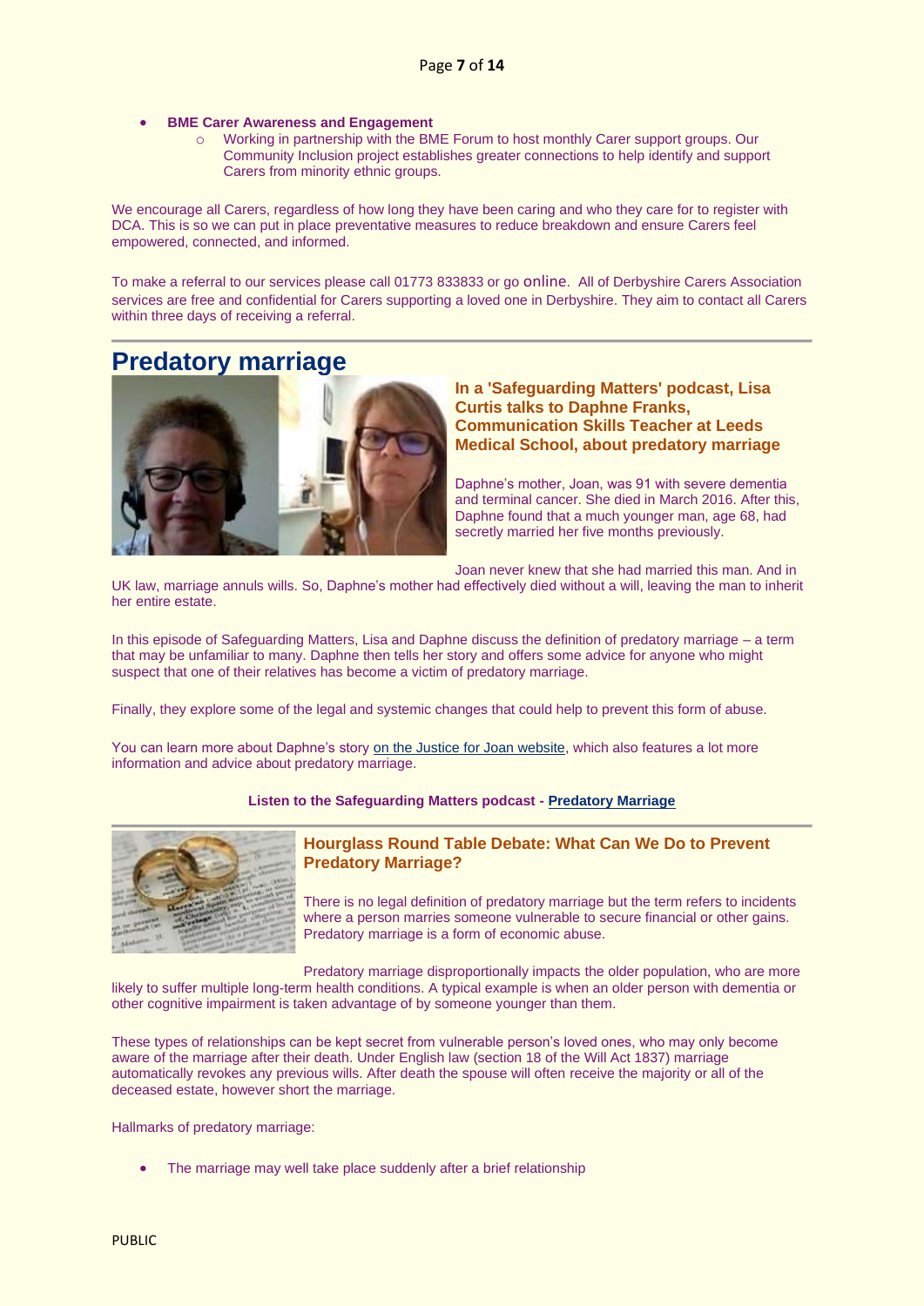- **BME Carer Awareness and Engagement**
    - Working in partnership with the BME Forum to host monthly Carer support groups. Our Community Inclusion project establishes greater connections to help identify and support Carers from minority ethnic groups.

We encourage all Carers, regardless of how long they have been caring and who they care for to register with DCA. This is so we can put in place preventative measures to reduce breakdown and ensure Carers feel empowered, connected, and informed.

To make a referral to our services please call 01773 833833 or go online. All of Derbyshire Carers Association services are free and confidential for Carers supporting a loved one in Derbyshire. They aim to contact all Carers within three days of receiving a referral.

---

## Predatory marriage

**In a 'Safeguarding Matters' podcast, Lisa Curtis talks to Daphne Franks, Communication Skills Teacher at Leeds Medical School, about predatory marriage**

Daphne's mother, Joan, was 91 with severe dementia and terminal cancer. She died in March 2016. After this, Daphne found that a much younger man, age 68, had secretly married her five months previously.

Joan never knew that she had married this man. And in UK law, marriage annuls wills. So, Daphne's mother had effectively died without a will, leaving the man to inherit her entire estate.

In this episode of Safeguarding Matters, Lisa and Daphne discuss the definition of predatory marriage – a term that may be unfamiliar to many. Daphne then tells her story and offers some advice for anyone who might suspect that one of their relatives has become a victim of predatory marriage.

Finally, they explore some of the legal and systemic changes that could help to prevent this form of abuse.

You can learn more about Daphne's story on the Justice for Joan website, which also features a lot more information and advice about predatory marriage.

**Listen to the Safeguarding Matters podcast - Predatory Marriage**

---

### Hourglass Round Table Debate: What Can We Do to Prevent Predatory Marriage?

There is no legal definition of predatory marriage but the term refers to incidents where a person marries someone vulnerable to secure financial or other gains. Predatory marriage is a form of economic abuse.

Predatory marriage disproportionally impacts the older population, who are more likely to suffer multiple long-term health conditions. A typical example is when an older person with dementia or other cognitive impairment is taken advantage of by someone younger than them.

These types of relationships can be kept secret from vulnerable person's loved ones, who may only become aware of the marriage after their death. Under English law (section 18 of the Will Act 1837) marriage automatically revokes any previous wills. After death the spouse will often receive the majority or all of the deceased estate, however short the marriage.

Hallmarks of predatory marriage:

- The marriage may well take place suddenly after a brief relationship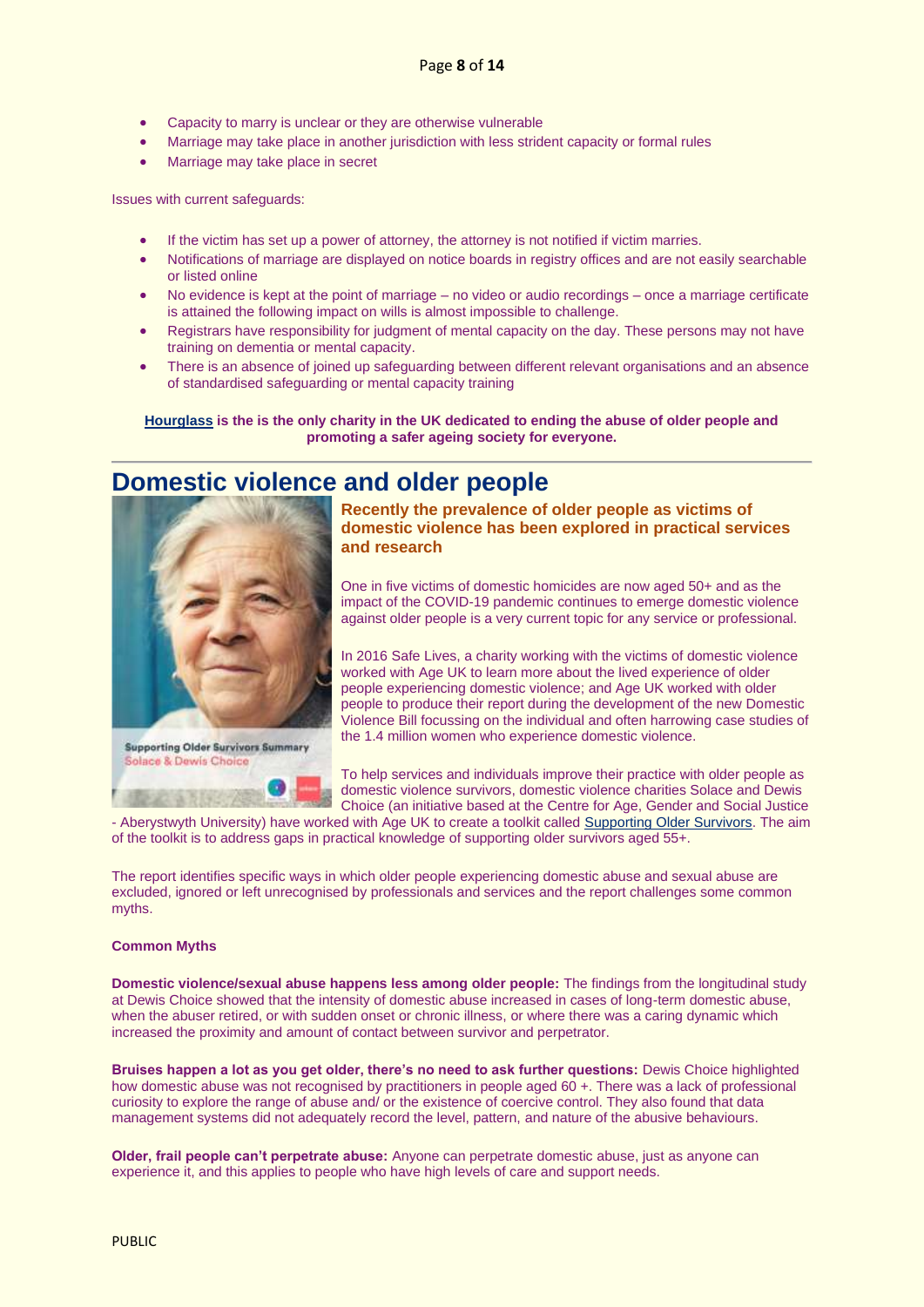- Capacity to marry is unclear or they are otherwise vulnerable
- Marriage may take place in another jurisdiction with less strident capacity or formal rules
- Marriage may take place in secret

Issues with current safeguards:

- If the victim has set up a power of attorney, the attorney is not notified if victim marries.
- Notifications of marriage are displayed on notice boards in registry offices and are not easily searchable or listed online
- No evidence is kept at the point of marriage – no video or audio recordings – once a marriage certificate is attained the following impact on wills is almost impossible to challenge.
- Registrars have responsibility for judgment of mental capacity on the day. These persons may not have training on dementia or mental capacity.
- There is an absence of joined up safeguarding between different relevant organisations and an absence of standardised safeguarding or mental capacity training

**Hourglass is the is the only charity in the UK dedicated to ending the abuse of older people and promoting a safer ageing society for everyone.**

---

# Domestic violence and older people

Supporting Older Survivors Summary
Solace & Dewis Choice

### Recently the prevalence of older people as victims of domestic violence has been explored in practical services and research

One in five victims of domestic homicides are now aged 50+ and as the impact of the COVID-19 pandemic continues to emerge domestic violence against older people is a very current topic for any service or professional.

In 2016 Safe Lives, a charity working with the victims of domestic violence worked with Age UK to learn more about the lived experience of older people experiencing domestic violence; and Age UK worked with older people to produce their report during the development of the new Domestic Violence Bill focussing on the individual and often harrowing case studies of the 1.4 million women who experience domestic violence.

To help services and individuals improve their practice with older people as domestic violence survivors, domestic violence charities Solace and Dewis Choice (an initiative based at the Centre for Age, Gender and Social Justice - Aberystwyth University) have worked with Age UK to create a toolkit called Supporting Older Survivors. The aim of the toolkit is to address gaps in practical knowledge of supporting older survivors aged 55+.

The report identifies specific ways in which older people experiencing domestic abuse and sexual abuse are excluded, ignored or left unrecognised by professionals and services and the report challenges some common myths.

**Common Myths**

**Domestic violence/sexual abuse happens less among older people:** The findings from the longitudinal study at Dewis Choice showed that the intensity of domestic abuse increased in cases of long-term domestic abuse, when the abuser retired, or with sudden onset or chronic illness, or where there was a caring dynamic which increased the proximity and amount of contact between survivor and perpetrator.

**Bruises happen a lot as you get older, there's no need to ask further questions:** Dewis Choice highlighted how domestic abuse was not recognised by practitioners in people aged 60 +. There was a lack of professional curiosity to explore the range of abuse and/ or the existence of coercive control. They also found that data management systems did not adequately record the level, pattern, and nature of the abusive behaviours.

**Older, frail people can't perpetrate abuse:** Anyone can perpetrate domestic abuse, just as anyone can experience it, and this applies to people who have high levels of care and support needs.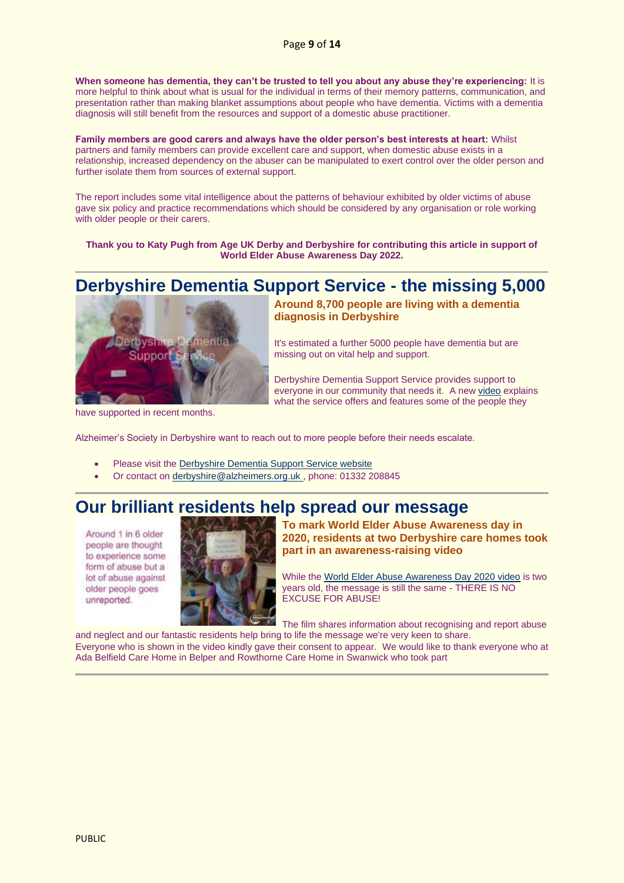**When someone has dementia, they can't be trusted to tell you about any abuse they're experiencing:** It is more helpful to think about what is usual for the individual in terms of their memory patterns, communication, and presentation rather than making blanket assumptions about people who have dementia. Victims with a dementia diagnosis will still benefit from the resources and support of a domestic abuse practitioner.

**Family members are good carers and always have the older person's best interests at heart:** Whilst partners and family members can provide excellent care and support, when domestic abuse exists in a relationship, increased dependency on the abuser can be manipulated to exert control over the older person and further isolate them from sources of external support.

The report includes some vital intelligence about the patterns of behaviour exhibited by older victims of abuse gave six policy and practice recommendations which should be considered by any organisation or role working with older people or their carers.

**Thank you to Katy Pugh from Age UK Derby and Derbyshire for contributing this article in support of World Elder Abuse Awareness Day 2022.**

---

# Derbyshire Dementia Support Service - the missing 5,000

**Around 8,700 people are living with a dementia diagnosis in Derbyshire**

It's estimated a further 5000 people have dementia but are missing out on vital help and support.

Derbyshire Dementia Support Service provides support to everyone in our community that needs it. A new video explains what the service offers and features some of the people they have supported in recent months.

Alzheimer's Society in Derbyshire want to reach out to more people before their needs escalate.

- Please visit the Derbyshire Dementia Support Service website
- Or contact on derbyshire@alzheimers.org.uk , phone: 01332 208845

---

# Our brilliant residents help spread our message

Around 1 in 6 older people are thought to experience some form of abuse but a lot of abuse against older people goes unreported.

**To mark World Elder Abuse Awareness day in 2020, residents at two Derbyshire care homes took part in an awareness-raising video**

While the World Elder Abuse Awareness Day 2020 video is two years old, the message is still the same - THERE IS NO EXCUSE FOR ABUSE!

The film shares information about recognising and report abuse and neglect and our fantastic residents help bring to life the message we're very keen to share.
Everyone who is shown in the video kindly gave their consent to appear. We would like to thank everyone who at Ada Belfield Care Home in Belper and Rowthorne Care Home in Swanwick who took part

---

PUBLIC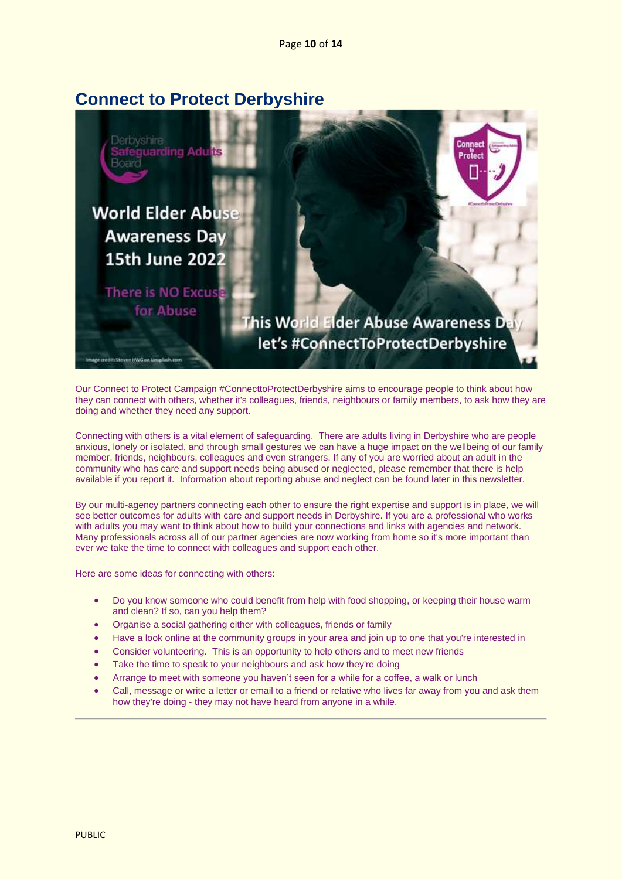# Connect to Protect Derbyshire

Our Connect to Protect Campaign #ConnecttoProtectDerbyshire aims to encourage people to think about how they can connect with others, whether it's colleagues, friends, neighbours or family members, to ask how they are doing and whether they need any support.

Connecting with others is a vital element of safeguarding. There are adults living in Derbyshire who are people anxious, lonely or isolated, and through small gestures we can have a huge impact on the wellbeing of our family member, friends, neighbours, colleagues and even strangers. If any of you are worried about an adult in the community who has care and support needs being abused or neglected, please remember that there is help available if you report it. Information about reporting abuse and neglect can be found later in this newsletter.

By our multi-agency partners connecting each other to ensure the right expertise and support is in place, we will see better outcomes for adults with care and support needs in Derbyshire. If you are a professional who works with adults you may want to think about how to build your connections and links with agencies and network. Many professionals across all of our partner agencies are now working from home so it's more important than ever we take the time to connect with colleagues and support each other.

Here are some ideas for connecting with others:

- Do you know someone who could benefit from help with food shopping, or keeping their house warm and clean? If so, can you help them?
- Organise a social gathering either with colleagues, friends or family
- Have a look online at the community groups in your area and join up to one that you're interested in
- Consider volunteering. This is an opportunity to help others and to meet new friends
- Take the time to speak to your neighbours and ask how they're doing
- Arrange to meet with someone you haven't seen for a while for a coffee, a walk or lunch
- Call, message or write a letter or email to a friend or relative who lives far away from you and ask them how they're doing - they may not have heard from anyone in a while.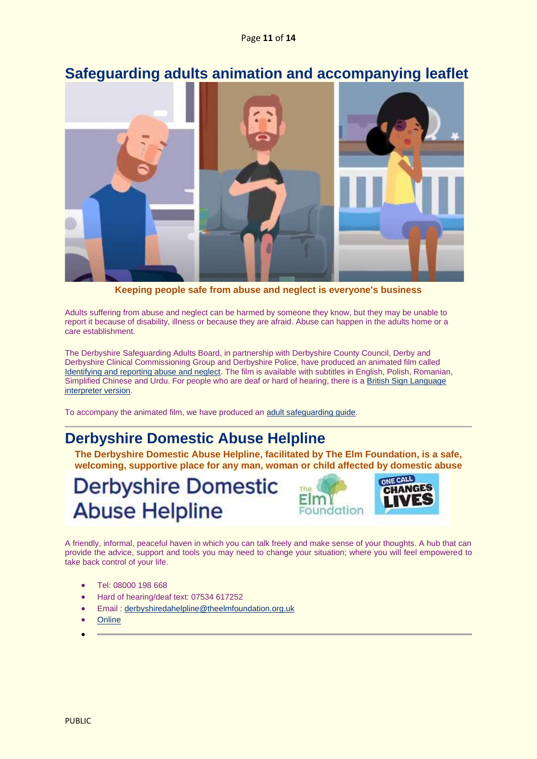## Safeguarding adults animation and accompanying leaflet

**Keeping people safe from abuse and neglect is everyone's business**

Adults suffering from abuse and neglect can be harmed by someone they know, but they may be unable to report it because of disability, illness or because they are afraid. Abuse can happen in the adults home or a care establishment.

The Derbyshire Safeguarding Adults Board, in partnership with Derbyshire County Council, Derby and Derbyshire Clinical Commissioning Group and Derbyshire Police, have produced an animated film called Identifying and reporting abuse and neglect. The film is available with subtitles in English, Polish, Romanian, Simplified Chinese and Urdu. For people who are deaf or hard of hearing, there is a British Sign Language interpreter version.

To accompany the animated film, we have produced an adult safeguarding guide.

---

## Derbyshire Domestic Abuse Helpline

**The Derbyshire Domestic Abuse Helpline, facilitated by The Elm Foundation, is a safe, welcoming, supportive place for any man, woman or child affected by domestic abuse**

A friendly, informal, peaceful haven in which you can talk freely and make sense of your thoughts. A hub that can provide the advice, support and tools you may need to change your situation; where you will feel empowered to take back control of your life.

- Tel: 08000 198 668
- Hard of hearing/deaf text: 07534 617252
- Email : derbyshiredahelpline@theelmfoundation.org.uk
- Online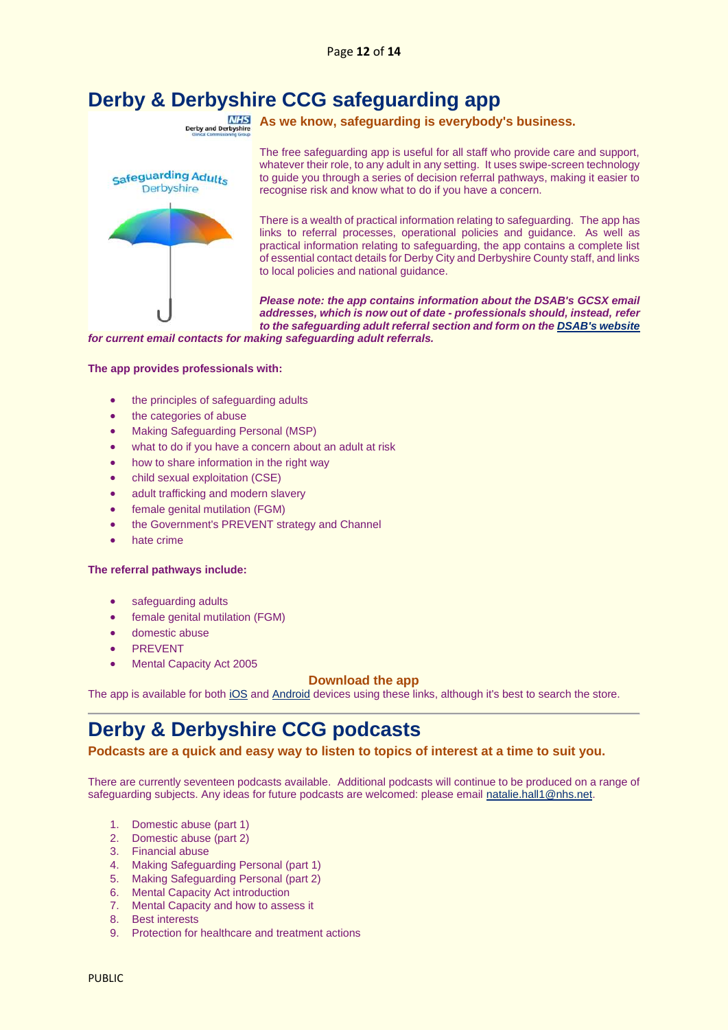# Derby & Derbyshire CCG safeguarding app

**As we know, safeguarding is everybody's business.**

The free safeguarding app is useful for all staff who provide care and support, whatever their role, to any adult in any setting. It uses swipe-screen technology to guide you through a series of decision referral pathways, making it easier to recognise risk and know what to do if you have a concern.

There is a wealth of practical information relating to safeguarding. The app has links to referral processes, operational policies and guidance. As well as practical information relating to safeguarding, the app contains a complete list of essential contact details for Derby City and Derbyshire County staff, and links to local policies and national guidance.

***Please note: the app contains information about the DSAB's GCSX email addresses, which is now out of date - professionals should, instead, refer to the safeguarding adult referral section and form on the DSAB's website for current email contacts for making safeguarding adult referrals.***

**The app provides professionals with:**

- the principles of safeguarding adults
- the categories of abuse
- Making Safeguarding Personal (MSP)
- what to do if you have a concern about an adult at risk
- how to share information in the right way
- child sexual exploitation (CSE)
- adult trafficking and modern slavery
- female genital mutilation (FGM)
- the Government's PREVENT strategy and Channel
- hate crime

**The referral pathways include:**

- safeguarding adults
- female genital mutilation (FGM)
- domestic abuse
- PREVENT
- Mental Capacity Act 2005

**Download the app**

The app is available for both iOS and Android devices using these links, although it's best to search the store.

---

# Derby & Derbyshire CCG podcasts

**Podcasts are a quick and easy way to listen to topics of interest at a time to suit you.**

There are currently seventeen podcasts available. Additional podcasts will continue to be produced on a range of safeguarding subjects. Any ideas for future podcasts are welcomed: please email natalie.hall1@nhs.net.

1. Domestic abuse (part 1)
2. Domestic abuse (part 2)
3. Financial abuse
4. Making Safeguarding Personal (part 1)
5. Making Safeguarding Personal (part 2)
6. Mental Capacity Act introduction
7. Mental Capacity and how to assess it
8. Best interests
9. Protection for healthcare and treatment actions

PUBLIC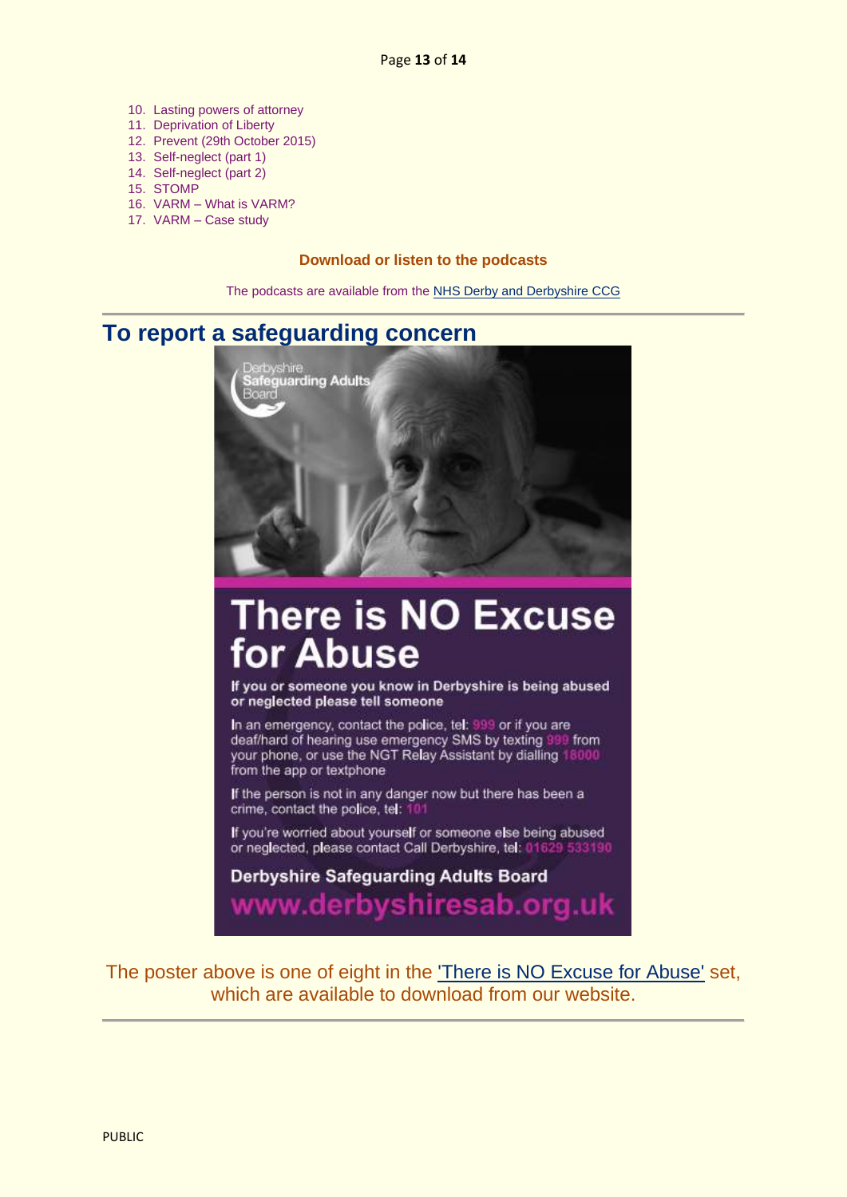10. Lasting powers of attorney
11. Deprivation of Liberty
12. Prevent (29th October 2015)
13. Self-neglect (part 1)
14. Self-neglect (part 2)
15. STOMP
16. VARM – What is VARM?
17. VARM – Case study

**Download or listen to the podcasts**

The podcasts are available from the NHS Derby and Derbyshire CCG

## To report a safeguarding concern

Derbyshire Safeguarding Adults Board

# There is NO Excuse for Abuse

**If you or someone you know in Derbyshire is being abused or neglected please tell someone**

In an emergency, contact the police, tel: 999 or if you are deaf/hard of hearing use emergency SMS by texting 999 from your phone, or use the NGT Relay Assistant by dialling 18000 from the app or textphone

If the person is not in any danger now but there has been a crime, contact the police, tel: 101

If you're worried about yourself or someone else being abused or neglected, please contact Call Derbyshire, tel: 01629 533190

**Derbyshire Safeguarding Adults Board**

**www.derbyshiresab.org.uk**

The poster above is one of eight in the 'There is NO Excuse for Abuse' set, which are available to download from our website.

PUBLIC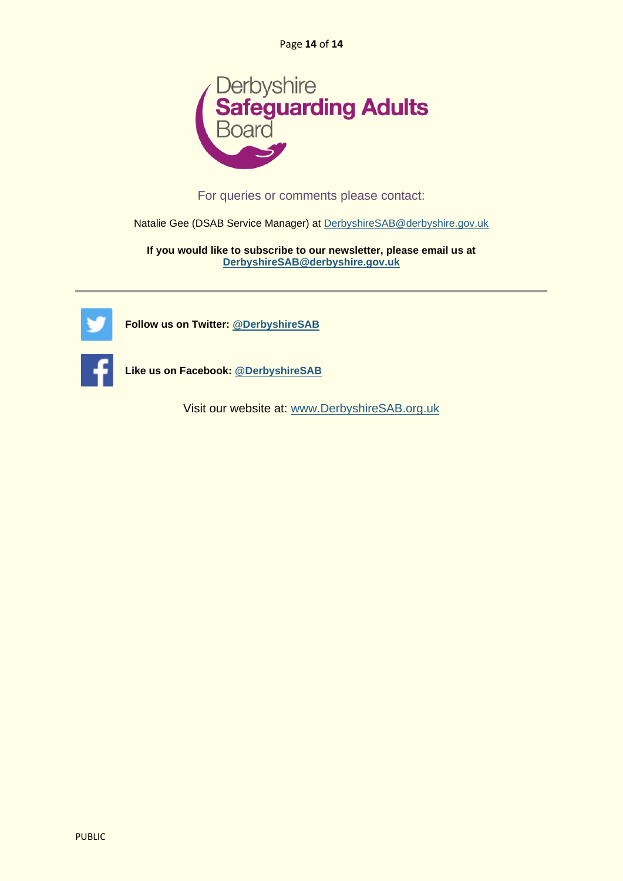Derbyshire
**Safeguarding Adults**
Board

For queries or comments please contact:

Natalie Gee (DSAB Service Manager) at DerbyshireSAB@derbyshire.gov.uk

**If you would like to subscribe to our newsletter, please email us at DerbyshireSAB@derbyshire.gov.uk**

---

**Follow us on Twitter: @DerbyshireSAB**

**Like us on Facebook: @DerbyshireSAB**

Visit our website at: www.DerbyshireSAB.org.uk

PUBLIC